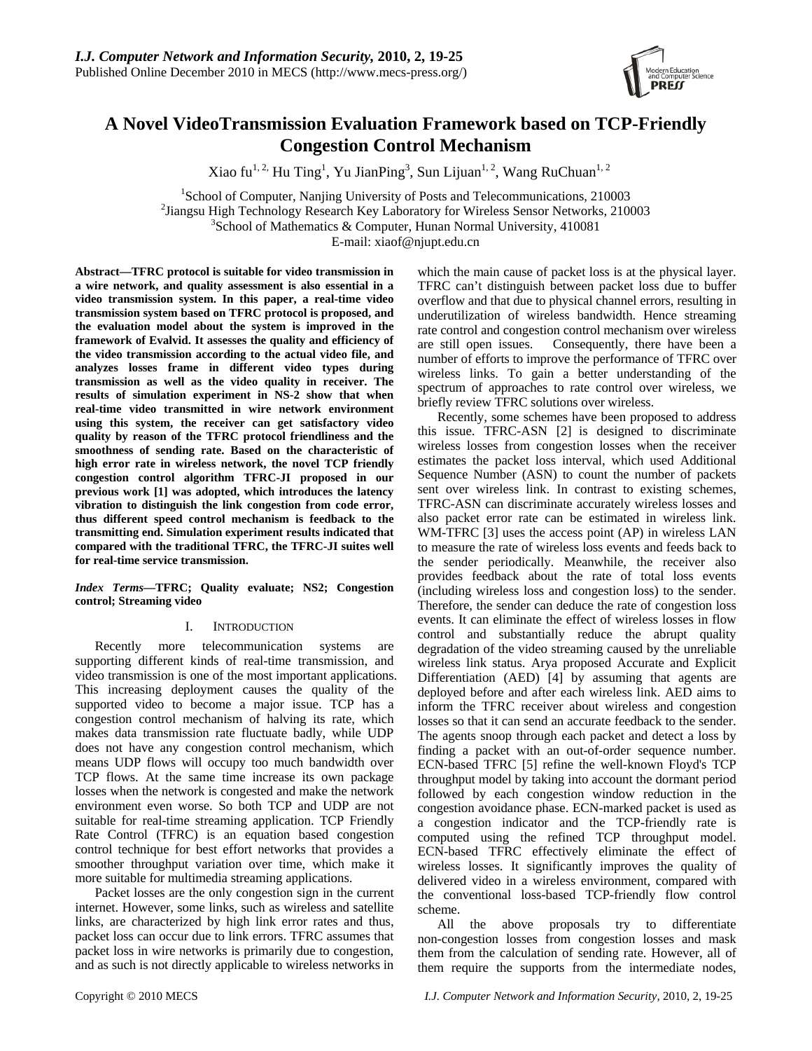# A Novel VideoTransmission Evaluation Framework based on TCP-Friendly Congestion Control Mechanism

Xiao fu[1, 2], Hu Ting[1], Yu JianPing[3], Sun Lijuan[1, 2], Wang RuChuan[1, 2]

[1]School of Computer, Nanjing University of Posts and Telecommunications, 210003
[2]Jiangsu High Technology Research Key Laboratory for Wireless Sensor Networks, 210003
[3]School of Mathematics & Computer, Hunan Normal University, 410081
E-mail: xiaof@njupt.edu.cn

**Abstract—TFRC protocol is suitable for video transmission in a wire network, and quality assessment is also essential in a video transmission system. In this paper, a real-time video transmission system based on TFRC protocol is proposed, and the evaluation model about the system is improved in the framework of Evalvid. It assesses the quality and efficiency of the video transmission according to the actual video file, and analyzes losses frame in different video types during transmission as well as the video quality in receiver. The results of simulation experiment in NS-2 show that when real-time video transmitted in wire network environment using this system, the receiver can get satisfactory video quality by reason of the TFRC protocol friendliness and the smoothness of sending rate. Based on the characteristic of high error rate in wireless network, the novel TCP friendly congestion control algorithm TFRC-JI proposed in our previous work [1] was adopted, which introduces the latency vibration to distinguish the link congestion from code error, thus different speed control mechanism is feedback to the transmitting end. Simulation experiment results indicated that compared with the traditional TFRC, the TFRC-JI suites well for real-time service transmission.**

***Index Terms*—TFRC; Quality evaluate; NS2; Congestion control; Streaming video**

## I. Introduction

Recently more telecommunication systems are supporting different kinds of real-time transmission, and video transmission is one of the most important applications. This increasing deployment causes the quality of the supported video to become a major issue. TCP has a congestion control mechanism of halving its rate, which makes data transmission rate fluctuate badly, while UDP does not have any congestion control mechanism, which means UDP flows will occupy too much bandwidth over TCP flows. At the same time increase its own package losses when the network is congested and make the network environment even worse. So both TCP and UDP are not suitable for real-time streaming application. TCP Friendly Rate Control (TFRC) is an equation based congestion control technique for best effort networks that provides a smoother throughput variation over time, which make it more suitable for multimedia streaming applications.

Packet losses are the only congestion sign in the current internet. However, some links, such as wireless and satellite links, are characterized by high link error rates and thus, packet loss can occur due to link errors. TFRC assumes that packet loss in wire networks is primarily due to congestion, and as such is not directly applicable to wireless networks in which the main cause of packet loss is at the physical layer. TFRC can't distinguish between packet loss due to buffer overflow and that due to physical channel errors, resulting in underutilization of wireless bandwidth. Hence streaming rate control and congestion control mechanism over wireless are still open issues. Consequently, there have been a number of efforts to improve the performance of TFRC over wireless links. To gain a better understanding of the spectrum of approaches to rate control over wireless, we briefly review TFRC solutions over wireless.

Recently, some schemes have been proposed to address this issue. TFRC-ASN [2] is designed to discriminate wireless losses from congestion losses when the receiver estimates the packet loss interval, which used Additional Sequence Number (ASN) to count the number of packets sent over wireless link. In contrast to existing schemes, TFRC-ASN can discriminate accurately wireless losses and also packet error rate can be estimated in wireless link. WM-TFRC [3] uses the access point (AP) in wireless LAN to measure the rate of wireless loss events and feeds back to the sender periodically. Meanwhile, the receiver also provides feedback about the rate of total loss events (including wireless loss and congestion loss) to the sender. Therefore, the sender can deduce the rate of congestion loss events. It can eliminate the effect of wireless losses in flow control and substantially reduce the abrupt quality degradation of the video streaming caused by the unreliable wireless link status. Arya proposed Accurate and Explicit Differentiation (AED) [4] by assuming that agents are deployed before and after each wireless link. AED aims to inform the TFRC receiver about wireless and congestion losses so that it can send an accurate feedback to the sender. The agents snoop through each packet and detect a loss by finding a packet with an out-of-order sequence number. ECN-based TFRC [5] refine the well-known Floyd's TCP throughput model by taking into account the dormant period followed by each congestion window reduction in the congestion avoidance phase. ECN-marked packet is used as a congestion indicator and the TCP-friendly rate is computed using the refined TCP throughput model. ECN-based TFRC effectively eliminate the effect of wireless losses. It significantly improves the quality of delivered video in a wireless environment, compared with the conventional loss-based TCP-friendly flow control scheme.

All the above proposals try to differentiate non-congestion losses from congestion losses and mask them from the calculation of sending rate. However, all of them require the supports from the intermediate nodes,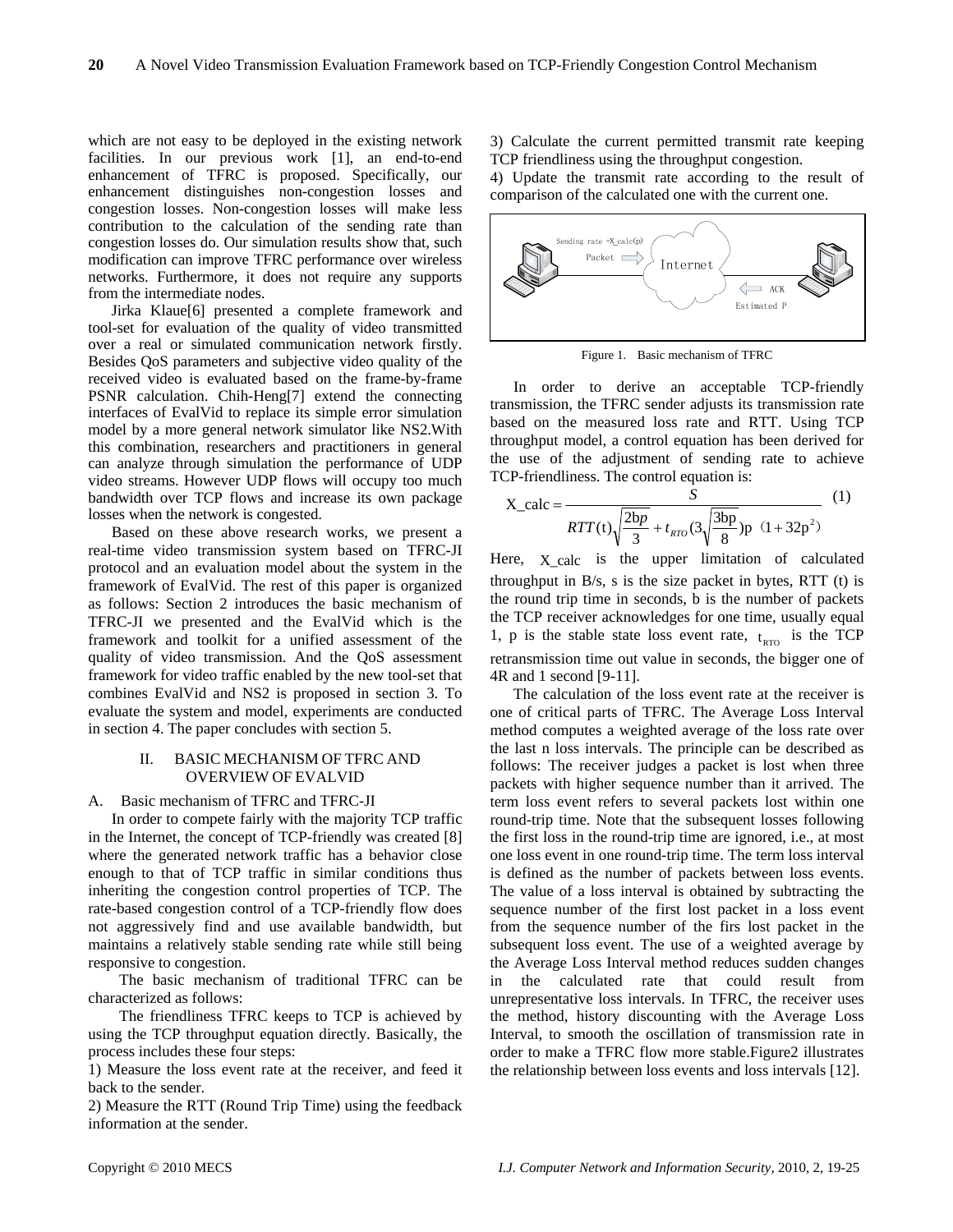which are not easy to be deployed in the existing network facilities. In our previous work [1], an end-to-end enhancement of TFRC is proposed. Specifically, our enhancement distinguishes non-congestion losses and congestion losses. Non-congestion losses will make less contribution to the calculation of the sending rate than congestion losses do. Our simulation results show that, such modification can improve TFRC performance over wireless networks. Furthermore, it does not require any supports from the intermediate nodes.

Jirka Klaue[6] presented a complete framework and tool-set for evaluation of the quality of video transmitted over a real or simulated communication network firstly. Besides QoS parameters and subjective video quality of the received video is evaluated based on the frame-by-frame PSNR calculation. Chih-Heng[7] extend the connecting interfaces of EvalVid to replace its simple error simulation model by a more general network simulator like NS2.With this combination, researchers and practitioners in general can analyze through simulation the performance of UDP video streams. However UDP flows will occupy too much bandwidth over TCP flows and increase its own package losses when the network is congested.

Based on these above research works, we present a real-time video transmission system based on TFRC-JI protocol and an evaluation model about the system in the framework of EvalVid. The rest of this paper is organized as follows: Section 2 introduces the basic mechanism of TFRC-JI we presented and the EvalVid which is the framework and toolkit for a unified assessment of the quality of video transmission. And the QoS assessment framework for video traffic enabled by the new tool-set that combines EvalVid and NS2 is proposed in section 3. To evaluate the system and model, experiments are conducted in section 4. The paper concludes with section 5.

## II. BASIC MECHANISM OF TFRC AND OVERVIEW OF EVALVID

### A. Basic mechanism of TFRC and TFRC-JI

In order to compete fairly with the majority TCP traffic in the Internet, the concept of TCP-friendly was created [8] where the generated network traffic has a behavior close enough to that of TCP traffic in similar conditions thus inheriting the congestion control properties of TCP. The rate-based congestion control of a TCP-friendly flow does not aggressively find and use available bandwidth, but maintains a relatively stable sending rate while still being responsive to congestion.

The basic mechanism of traditional TFRC can be characterized as follows:

The friendliness TFRC keeps to TCP is achieved by using the TCP throughput equation directly. Basically, the process includes these four steps:

1) Measure the loss event rate at the receiver, and feed it back to the sender.

2) Measure the RTT (Round Trip Time) using the feedback information at the sender.

3) Calculate the current permitted transmit rate keeping TCP friendliness using the throughput congestion.

4) Update the transmit rate according to the result of comparison of the calculated one with the current one.

Figure 1. Basic mechanism of TFRC

In order to derive an acceptable TCP-friendly transmission, the TFRC sender adjusts its transmission rate based on the measured loss rate and RTT. Using TCP throughput model, a control equation has been derived for the use of the adjustment of sending rate to achieve TCP-friendliness. The control equation is:

$$\text{X\_calc} = \frac{S}{RTT(\text{t})\sqrt{\frac{2bp}{3}} + t_{RTO}(3\sqrt{\frac{3bp}{8}})\text{p}\ (1+32\text{p}^2)} \quad (1)$$

Here, X_calc is the upper limitation of calculated throughput in B/s, s is the size packet in bytes, RTT (t) is the round trip time in seconds, b is the number of packets the TCP receiver acknowledges for one time, usually equal 1, p is the stable state loss event rate, $t_{RTO}$ is the TCP retransmission time out value in seconds, the bigger one of 4R and 1 second [9-11].

The calculation of the loss event rate at the receiver is one of critical parts of TFRC. The Average Loss Interval method computes a weighted average of the loss rate over the last n loss intervals. The principle can be described as follows: The receiver judges a packet is lost when three packets with higher sequence number than it arrived. The term loss event refers to several packets lost within one round-trip time. Note that the subsequent losses following the first loss in the round-trip time are ignored, i.e., at most one loss event in one round-trip time. The term loss interval is defined as the number of packets between loss events. The value of a loss interval is obtained by subtracting the sequence number of the first lost packet in a loss event from the sequence number of the firs lost packet in the subsequent loss event. The use of a weighted average by the Average Loss Interval method reduces sudden changes in the calculated rate that could result from unrepresentative loss intervals. In TFRC, the receiver uses the method, history discounting with the Average Loss Interval, to smooth the oscillation of transmission rate in order to make a TFRC flow more stable.Figure2 illustrates the relationship between loss events and loss intervals [12].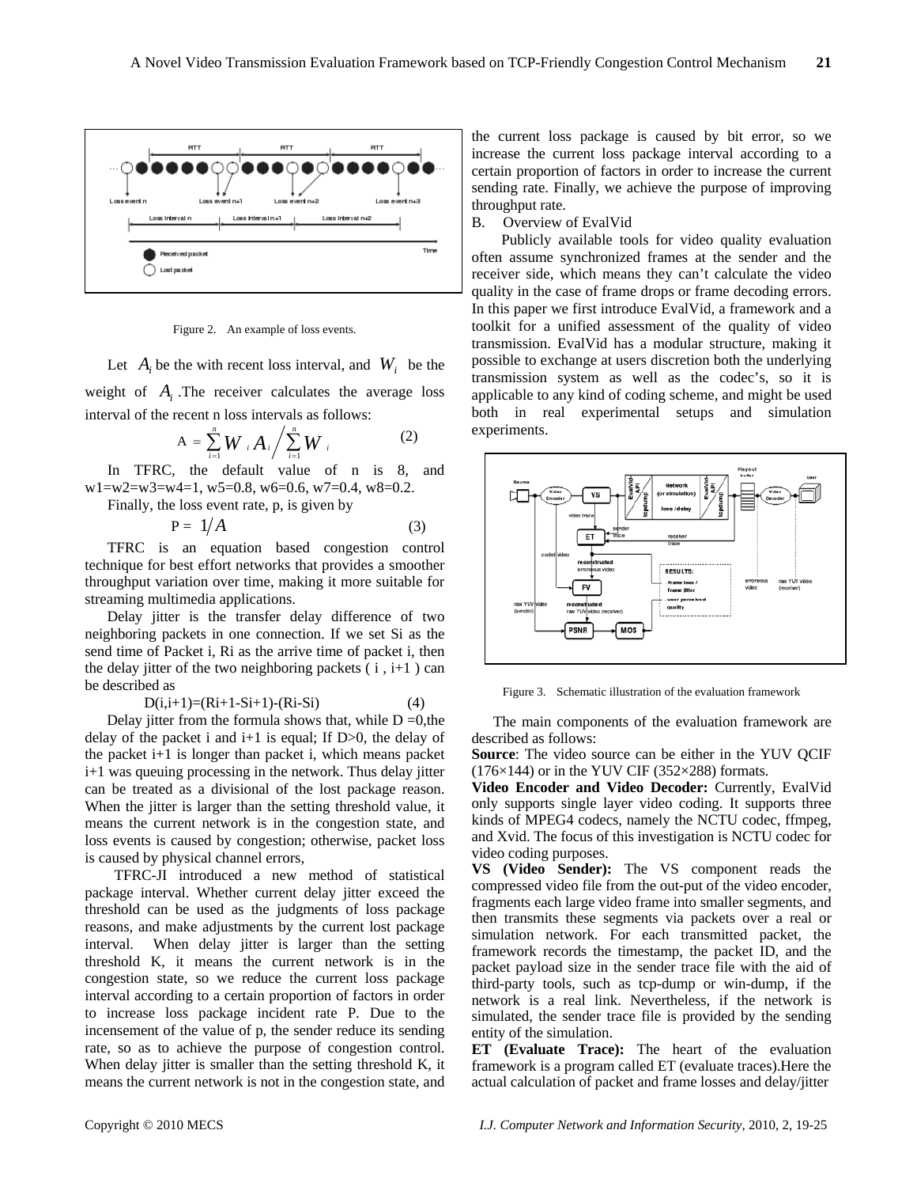Figure 2. An example of loss events.

Let $A_i$ be the with recent loss interval, and $W_i$ be the weight of $A_i$. The receiver calculates the average loss interval of the recent n loss intervals as follows:

$$A = \sum_{i=1}^{n} W_i A_i \Big/ \sum_{i=1}^{n} W_i \qquad (2)$$

In TFRC, the default value of n is 8, and w1=w2=w3=w4=1, w5=0.8, w6=0.6, w7=0.4, w8=0.2.

Finally, the loss event rate, p, is given by

$$P = 1/A \qquad (3)$$

TFRC is an equation based congestion control technique for best effort networks that provides a smoother throughput variation over time, making it more suitable for streaming multimedia applications.

Delay jitter is the transfer delay difference of two neighboring packets in one connection. If we set Si as the send time of Packet i, Ri as the arrive time of packet i, then the delay jitter of the two neighboring packets ( i , i+1 ) can be described as

$$D(i,i+1)=(Ri+1-Si+1)-(Ri-Si) \qquad (4)$$

Delay jitter from the formula shows that, while D =0,the delay of the packet i and i+1 is equal; If D>0, the delay of the packet i+1 is longer than packet i, which means packet i+1 was queuing processing in the network. Thus delay jitter can be treated as a divisional of the lost package reason. When the jitter is larger than the setting threshold value, it means the current network is in the congestion state, and loss events is caused by congestion; otherwise, packet loss is caused by physical channel errors,

TFRC-JI introduced a new method of statistical package interval. Whether current delay jitter exceed the threshold can be used as the judgments of loss package reasons, and make adjustments by the current lost package interval. When delay jitter is larger than the setting threshold K, it means the current network is in the congestion state, so we reduce the current loss package interval according to a certain proportion of factors in order to increase loss package incident rate P. Due to the incensement of the value of p, the sender reduce its sending rate, so as to achieve the purpose of congestion control. When delay jitter is smaller than the setting threshold K, it means the current network is not in the congestion state, and the current loss package is caused by bit error, so we increase the current loss package interval according to a certain proportion of factors in order to increase the current sending rate. Finally, we achieve the purpose of improving throughput rate.

B. Overview of EvalVid

Publicly available tools for video quality evaluation often assume synchronized frames at the sender and the receiver side, which means they can't calculate the video quality in the case of frame drops or frame decoding errors. In this paper we first introduce EvalVid, a framework and a toolkit for a unified assessment of the quality of video transmission. EvalVid has a modular structure, making it possible to exchange at users discretion both the underlying transmission system as well as the codec's, so it is applicable to any kind of coding scheme, and might be used both in real experimental setups and simulation experiments.

Figure 3. Schematic illustration of the evaluation framework

The main components of the evaluation framework are described as follows:

**Source**: The video source can be either in the YUV QCIF (176×144) or in the YUV CIF (352×288) formats.

**Video Encoder and Video Decoder:** Currently, EvalVid only supports single layer video coding. It supports three kinds of MPEG4 codecs, namely the NCTU codec, ffmpeg, and Xvid. The focus of this investigation is NCTU codec for video coding purposes.

**VS (Video Sender):** The VS component reads the compressed video file from the out-put of the video encoder, fragments each large video frame into smaller segments, and then transmits these segments via packets over a real or simulation network. For each transmitted packet, the framework records the timestamp, the packet ID, and the packet payload size in the sender trace file with the aid of third-party tools, such as tcp-dump or win-dump, if the network is a real link. Nevertheless, if the network is simulated, the sender trace file is provided by the sending entity of the simulation.

**ET (Evaluate Trace):** The heart of the evaluation framework is a program called ET (evaluate traces).Here the actual calculation of packet and frame losses and delay/jitter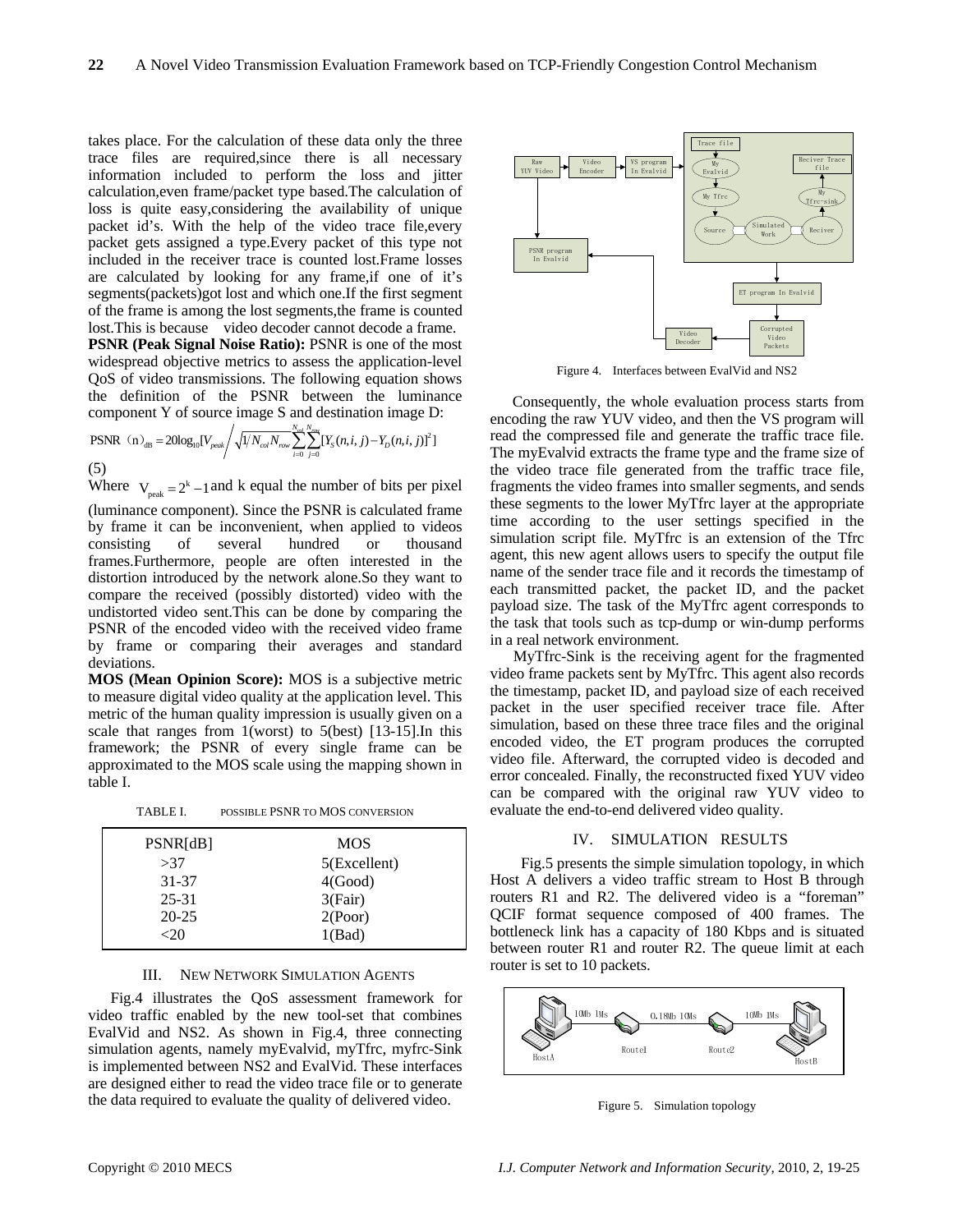takes place. For the calculation of these data only the three trace files are required,since there is all necessary information included to perform the loss and jitter calculation,even frame/packet type based.The calculation of loss is quite easy,considering the availability of unique packet id's. With the help of the video trace file,every packet gets assigned a type.Every packet of this type not included in the receiver trace is counted lost.Frame losses are calculated by looking for any frame,if one of it's segments(packets)got lost and which one.If the first segment of the frame is among the lost segments,the frame is counted lost.This is because video decoder cannot decode a frame.

**PSNR (Peak Signal Noise Ratio):** PSNR is one of the most widespread objective metrics to assess the application-level QoS of video transmissions. The following equation shows the definition of the PSNR between the luminance component Y of source image S and destination image D:

$$\text{PSNR}(n)_{\text{dB}} = 20\log_{10}[V_{peak} \Big/ \sqrt{1/N_{col}N_{row}\sum_{i=0}^{N_{col}}\sum_{j=0}^{N_{row}}[Y_S(n,i,j) - Y_D(n,i,j)]^2}\,] \tag{5}$$

Where $V_{\text{peak}} = 2^k - 1$ and k equal the number of bits per pixel (luminance component). Since the PSNR is calculated frame by frame it can be inconvenient, when applied to videos consisting of several hundred or thousand frames.Furthermore, people are often interested in the distortion introduced by the network alone.So they want to compare the received (possibly distorted) video with the undistorted video sent.This can be done by comparing the PSNR of the encoded video with the received video frame by frame or comparing their averages and standard deviations.

**MOS (Mean Opinion Score):** MOS is a subjective metric to measure digital video quality at the application level. This metric of the human quality impression is usually given on a scale that ranges from 1(worst) to 5(best) [13-15].In this framework; the PSNR of every single frame can be approximated to the MOS scale using the mapping shown in table I.

TABLE I. POSSIBLE PSNR TO MOS CONVERSION

| PSNR[dB] | MOS |
|---|---|
| >37 | 5(Excellent) |
| 31-37 | 4(Good) |
| 25-31 | 3(Fair) |
| 20-25 | 2(Poor) |
| <20 | 1(Bad) |

## III. NEW NETWORK SIMULATION AGENTS

Fig.4 illustrates the QoS assessment framework for video traffic enabled by the new tool-set that combines EvalVid and NS2. As shown in Fig.4, three connecting simulation agents, namely myEvalvid, myTfrc, myfrc-Sink is implemented between NS2 and EvalVid. These interfaces are designed either to read the video trace file or to generate the data required to evaluate the quality of delivered video.

Figure 4. Interfaces between EvalVid and NS2

Consequently, the whole evaluation process starts from encoding the raw YUV video, and then the VS program will read the compressed file and generate the traffic trace file. The myEvalvid extracts the frame type and the frame size of the video trace file generated from the traffic trace file, fragments the video frames into smaller segments, and sends these segments to the lower MyTfrc layer at the appropriate time according to the user settings specified in the simulation script file. MyTfrc is an extension of the Tfrc agent, this new agent allows users to specify the output file name of the sender trace file and it records the timestamp of each transmitted packet, the packet ID, and the packet payload size. The task of the MyTfrc agent corresponds to the task that tools such as tcp-dump or win-dump performs in a real network environment.

MyTfrc-Sink is the receiving agent for the fragmented video frame packets sent by MyTfrc. This agent also records the timestamp, packet ID, and payload size of each received packet in the user specified receiver trace file. After simulation, based on these three trace files and the original encoded video, the ET program produces the corrupted video file. Afterward, the corrupted video is decoded and error concealed. Finally, the reconstructed fixed YUV video can be compared with the original raw YUV video to evaluate the end-to-end delivered video quality.

## IV. SIMULATION RESULTS

Fig.5 presents the simple simulation topology, in which Host A delivers a video traffic stream to Host B through routers R1 and R2. The delivered video is a "foreman" QCIF format sequence composed of 400 frames. The bottleneck link has a capacity of 180 Kbps and is situated between router R1 and router R2. The queue limit at each router is set to 10 packets.

Figure 5. Simulation topology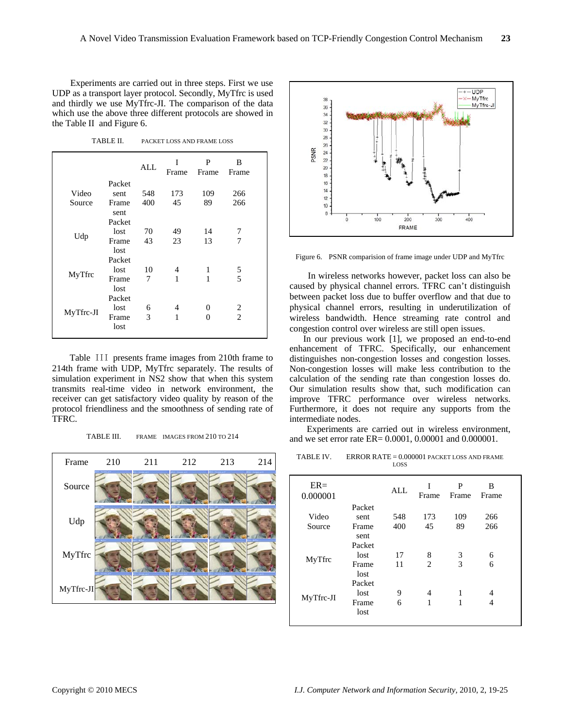Experiments are carried out in three steps. First we use UDP as a transport layer protocol. Secondly, MyTfrc is used and thirdly we use MyTfrc-JI. The comparison of the data which use the above three different protocols are showed in the Table II and Figure 6.

TABLE II. PACKET LOSS AND FRAME LOSS

| | | ALL | I Frame | P Frame | B Frame |
|---|---|---|---|---|---|
| Video Source | Packet sent | 548 | 173 | 109 | 266 |
| | Frame sent | 400 | 45 | 89 | 266 |
| Udp | Packet lost | 70 | 49 | 14 | 7 |
| | Frame lost | 43 | 23 | 13 | 7 |
| MyTfrc | Packet lost | 10 | 4 | 1 | 5 |
| | Frame lost | 7 | 1 | 1 | 5 |
| MyTfrc-JI | Packet lost | 6 | 4 | 0 | 2 |
| | Frame lost | 3 | 1 | 0 | 2 |

Table III presents frame images from 210th frame to 214th frame with UDP, MyTfrc separately. The results of simulation experiment in NS2 show that when this system transmits real-time video in network environment, the receiver can get satisfactory video quality by reason of the protocol friendliness and the smoothness of sending rate of TFRC.

TABLE III. FRAME IMAGES FROM 210 TO 214

| Frame | 210 | 211 | 212 | 213 | 214 |
|---|---|---|---|---|---|
| Source | | | | | |
| Udp | | | | | |
| MyTfrc | | | | | |
| MyTfrc-JI | | | | | |

Figure 6. PSNR comparision of frame image under UDP and MyTfrc

In wireless networks however, packet loss can also be caused by physical channel errors. TFRC can't distinguish between packet loss due to buffer overflow and that due to physical channel errors, resulting in underutilization of wireless bandwidth. Hence streaming rate control and congestion control over wireless are still open issues.

In our previous work [1], we proposed an end-to-end enhancement of TFRC. Specifically, our enhancement distinguishes non-congestion losses and congestion losses. Non-congestion losses will make less contribution to the calculation of the sending rate than congestion losses do. Our simulation results show that, such modification can improve TFRC performance over wireless networks. Furthermore, it does not require any supports from the intermediate nodes.

Experiments are carried out in wireless environment, and we set error rate ER= 0.0001, 0.00001 and 0.000001.

TABLE IV. ERROR RATE = 0.000001 PACKET LOSS AND FRAME LOSS

| ER= 0.000001 | | ALL | I Frame | P Frame | B Frame |
|---|---|---|---|---|---|
| Video Source | Packet sent | 548 | 173 | 109 | 266 |
| | Frame sent | 400 | 45 | 89 | 266 |
| MyTfrc | Packet lost | 17 | 8 | 3 | 6 |
| | Frame lost | 11 | 2 | 3 | 6 |
| MyTfrc-JI | Packet lost | 9 | 4 | 1 | 4 |
| | Frame lost | 6 | 1 | 1 | 4 |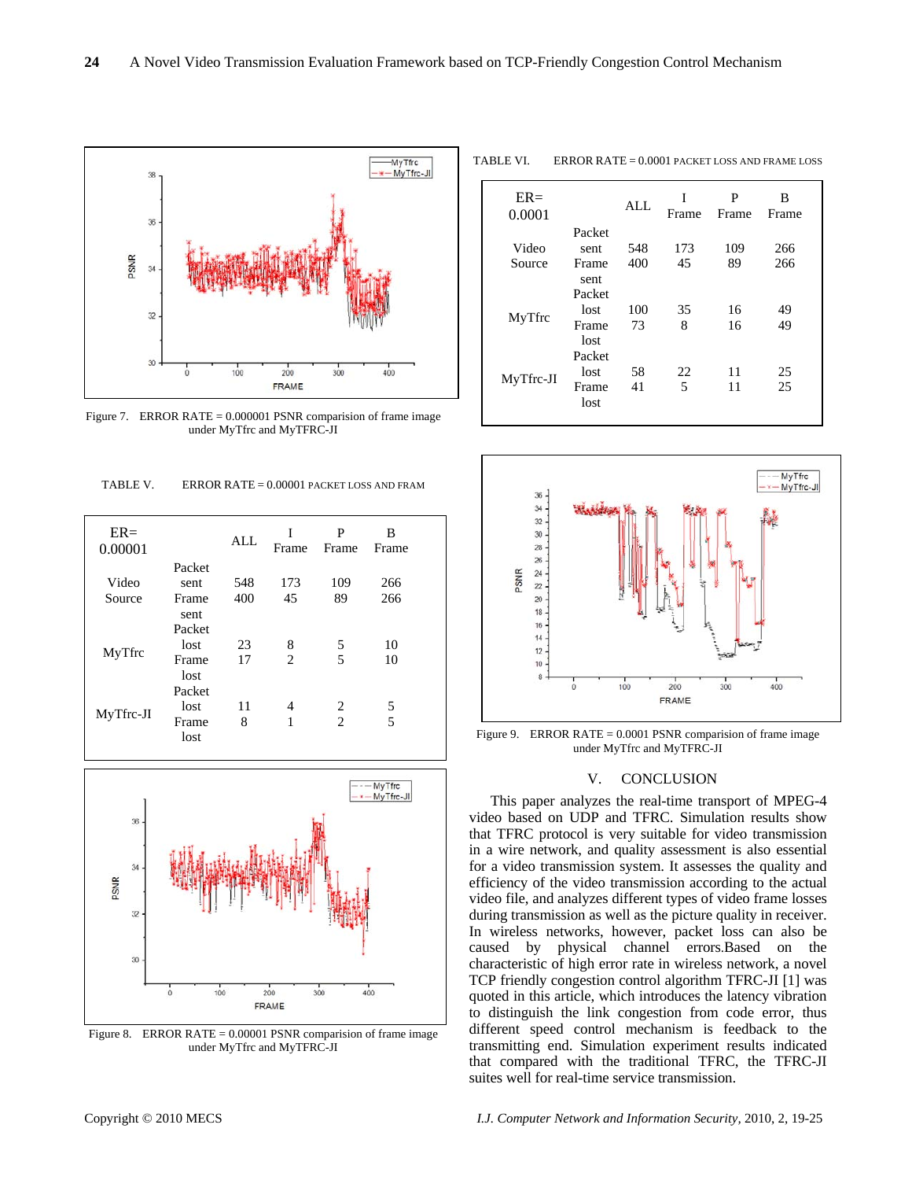Figure 7. ERROR RATE = 0.000001 PSNR comparision of frame image under MyTfrc and MyTFRC-JI

TABLE V. ERROR RATE = 0.00001 PACKET LOSS AND FRAM

| ER= 0.00001 | | ALL | I Frame | P Frame | B Frame |
|---|---|---|---|---|---|
| Video Source | Packet sent | 548 | 173 | 109 | 266 |
| | Frame sent | 400 | 45 | 89 | 266 |
| MyTfrc | Packet lost | 23 | 8 | 5 | 10 |
| | Frame lost | 17 | 2 | 5 | 10 |
| MyTfrc-JI | Packet lost | 11 | 4 | 2 | 5 |
| | Frame lost | 8 | 1 | 2 | 5 |

Figure 8. ERROR RATE = 0.00001 PSNR comparision of frame image under MyTfrc and MyTFRC-JI

TABLE VI. ERROR RATE = 0.0001 PACKET LOSS AND FRAME LOSS

| ER= 0.0001 | | ALL | I Frame | P Frame | B Frame |
|---|---|---|---|---|---|
| Video Source | Packet sent | 548 | 173 | 109 | 266 |
| | Frame sent | 400 | 45 | 89 | 266 |
| MyTfrc | Packet lost | 100 | 35 | 16 | 49 |
| | Frame lost | 73 | 8 | 16 | 49 |
| MyTfrc-JI | Packet lost | 58 | 22 | 11 | 25 |
| | Frame lost | 41 | 5 | 11 | 25 |

Figure 9. ERROR RATE = 0.0001 PSNR comparision of frame image under MyTfrc and MyTFRC-JI

## V. CONCLUSION

This paper analyzes the real-time transport of MPEG-4 video based on UDP and TFRC. Simulation results show that TFRC protocol is very suitable for video transmission in a wire network, and quality assessment is also essential for a video transmission system. It assesses the quality and efficiency of the video transmission according to the actual video file, and analyzes different types of video frame losses during transmission as well as the picture quality in receiver. In wireless networks, however, packet loss can also be caused by physical channel errors.Based on the characteristic of high error rate in wireless network, a novel TCP friendly congestion control algorithm TFRC-JI [1] was quoted in this article, which introduces the latency vibration to distinguish the link congestion from code error, thus different speed control mechanism is feedback to the transmitting end. Simulation experiment results indicated that compared with the traditional TFRC, the TFRC-JI suites well for real-time service transmission.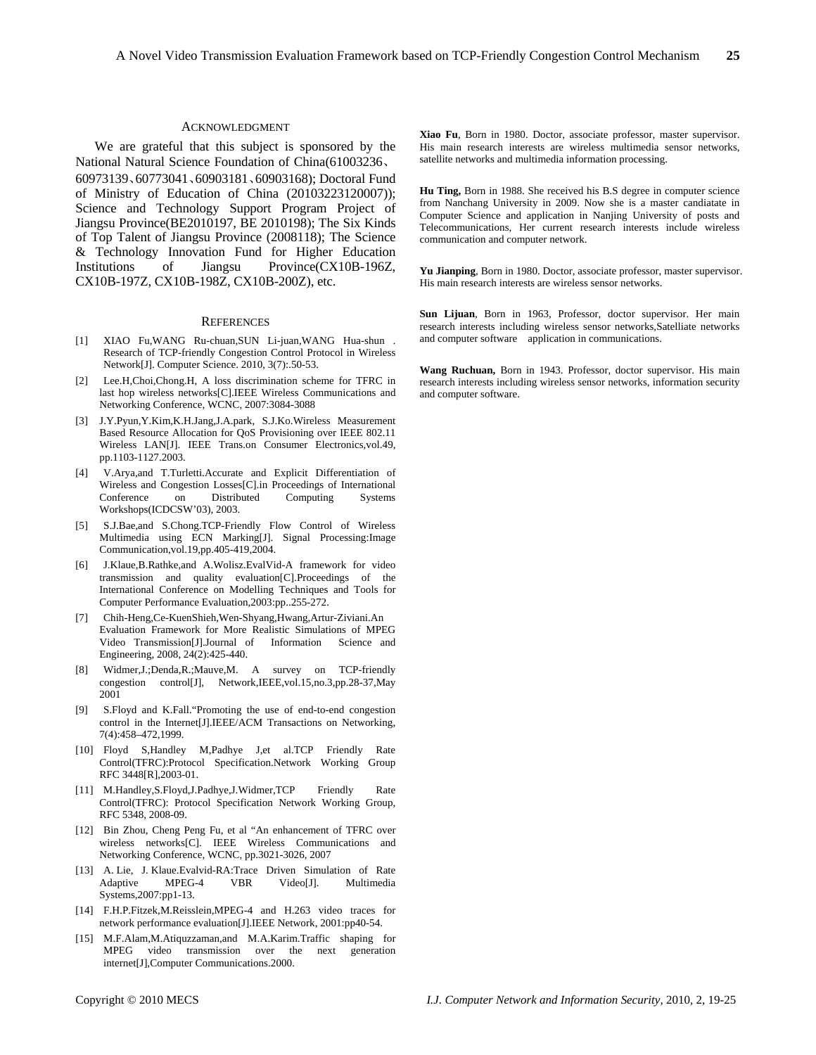## ACKNOWLEDGMENT

We are grateful that this subject is sponsored by the National Natural Science Foundation of China(61003236、60973139、60773041、60903181、60903168); Doctoral Fund of Ministry of Education of China (20103223120007)); Science and Technology Support Program Project of Jiangsu Province(BE2010197, BE 2010198); The Six Kinds of Top Talent of Jiangsu Province (2008118); The Science & Technology Innovation Fund for Higher Education Institutions of Jiangsu Province(CX10B-196Z, CX10B-197Z, CX10B-198Z, CX10B-200Z), etc.

## REFERENCES

[1] XIAO Fu,WANG Ru-chuan,SUN Li-juan,WANG Hua-shun . Research of TCP-friendly Congestion Control Protocol in Wireless Network[J]. Computer Science. 2010, 3(7):.50-53.

[2] Lee.H,Choi,Chong.H, A loss discrimination scheme for TFRC in last hop wireless networks[C].IEEE Wireless Communications and Networking Conference, WCNC, 2007:3084-3088

[3] J.Y.Pyun,Y.Kim,K.H.Jang,J.A.park, S.J.Ko.Wireless Measurement Based Resource Allocation for QoS Provisioning over IEEE 802.11 Wireless LAN[J]. IEEE Trans.on Consumer Electronics,vol.49, pp.1103-1127.2003.

[4] V.Arya,and T.Turletti.Accurate and Explicit Differentiation of Wireless and Congestion Losses[C].in Proceedings of International Conference on Distributed Computing Systems Workshops(ICDCSW'03), 2003.

[5] S.J.Bae,and S.Chong.TCP-Friendly Flow Control of Wireless Multimedia using ECN Marking[J]. Signal Processing:Image Communication,vol.19,pp.405-419,2004.

[6] J.Klaue,B.Rathke,and A.Wolisz.EvalVid-A framework for video transmission and quality evaluation[C].Proceedings of the International Conference on Modelling Techniques and Tools for Computer Performance Evaluation,2003:pp..255-272.

[7] Chih-Heng,Ce-KuenShieh,Wen-Shyang,Hwang,Artur-Ziviani.An Evaluation Framework for More Realistic Simulations of MPEG Video Transmission[J].Journal of Information Science and Engineering, 2008, 24(2):425-440.

[8] Widmer,J.;Denda,R.;Mauve,M. A survey on TCP-friendly congestion control[J], Network,IEEE,vol.15,no.3,pp.28-37,May 2001

[9] S.Floyd and K.Fall."Promoting the use of end-to-end congestion control in the Internet[J].IEEE/ACM Transactions on Networking, 7(4):458–472,1999.

[10] Floyd S,Handley M,Padhye J,et al.TCP Friendly Rate Control(TFRC):Protocol Specification.Network Working Group RFC 3448[R],2003-01.

[11] M.Handley,S.Floyd,J.Padhye,J.Widmer,TCP Friendly Rate Control(TFRC): Protocol Specification Network Working Group, RFC 5348, 2008-09.

[12] Bin Zhou, Cheng Peng Fu, et al "An enhancement of TFRC over wireless networks[C]. IEEE Wireless Communications and Networking Conference, WCNC, pp.3021-3026, 2007

[13] A. Lie, J. Klaue.Evalvid-RA:Trace Driven Simulation of Rate Adaptive MPEG-4 VBR Video[J]. Multimedia Systems,2007:pp1-13.

[14] F.H.P.Fitzek,M.Reisslein,MPEG-4 and H.263 video traces for network performance evaluation[J].IEEE Network, 2001:pp40-54.

[15] M.F.Alam,M.Atiquzzaman,and M.A.Karim.Traffic shaping for MPEG video transmission over the next generation internet[J],Computer Communications.2000.

**Xiao Fu**, Born in 1980. Doctor, associate professor, master supervisor. His main research interests are wireless multimedia sensor networks, satellite networks and multimedia information processing.

**Hu Ting,** Born in 1988. She received his B.S degree in computer science from Nanchang University in 2009. Now she is a master candiatate in Computer Science and application in Nanjing University of posts and Telecommunications, Her current research interests include wireless communication and computer network.

**Yu Jianping**, Born in 1980. Doctor, associate professor, master supervisor. His main research interests are wireless sensor networks.

**Sun Lijuan**, Born in 1963, Professor, doctor supervisor. Her main research interests including wireless sensor networks,Satelliate networks and computer software application in communications.

**Wang Ruchuan,** Born in 1943. Professor, doctor supervisor. His main research interests including wireless sensor networks, information security and computer software.